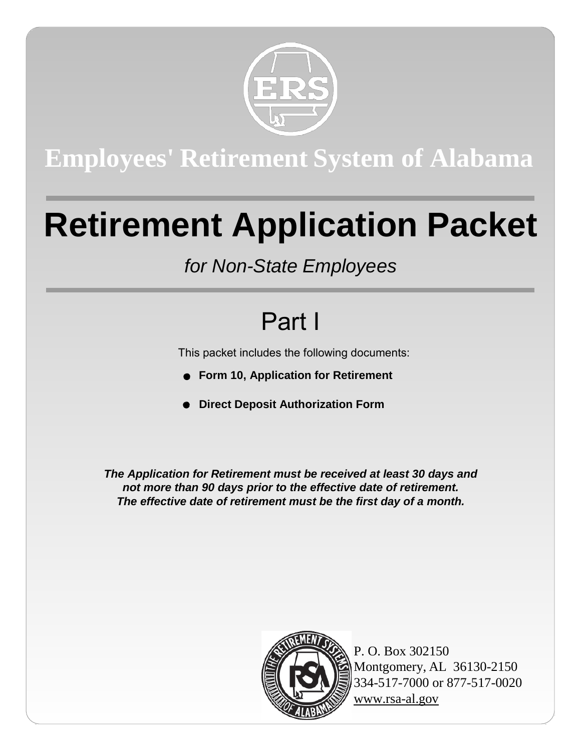# Employees' Retirement System of Alabama

# Retirement Application Packet

*for Non-State Employees*

## Part I

This packet includes the following documents:

- **Form 10, Application for Retirement**
- **Direct Deposit Authorization Form**

***The Application for Retirement must be received at least 30 days and not more than 90 days prior to the effective date of retirement. The effective date of retirement must be the first day of a month.***

P. O. Box 302150
Montgomery, AL 36130-2150
334-517-7000 or 877-517-0020
www.rsa-al.gov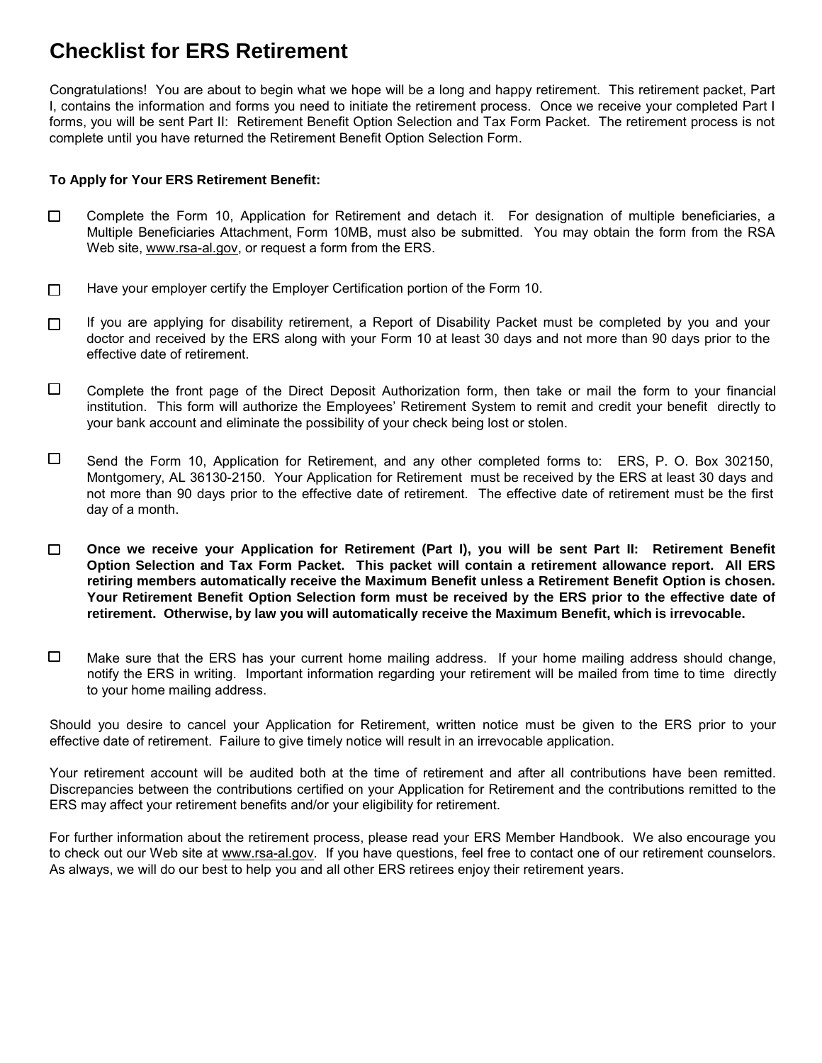# Checklist for ERS Retirement

Congratulations! You are about to begin what we hope will be a long and happy retirement. This retirement packet, Part I, contains the information and forms you need to initiate the retirement process. Once we receive your completed Part I forms, you will be sent Part II: Retirement Benefit Option Selection and Tax Form Packet. The retirement process is not complete until you have returned the Retirement Benefit Option Selection Form.

**To Apply for Your ERS Retirement Benefit:**

- ☐ Complete the Form 10, Application for Retirement and detach it. For designation of multiple beneficiaries, a Multiple Beneficiaries Attachment, Form 10MB, must also be submitted. You may obtain the form from the RSA Web site, www.rsa-al.gov, or request a form from the ERS.

- ☐ Have your employer certify the Employer Certification portion of the Form 10.

- ☐ If you are applying for disability retirement, a Report of Disability Packet must be completed by you and your doctor and received by the ERS along with your Form 10 at least 30 days and not more than 90 days prior to the effective date of retirement.

- ☐ Complete the front page of the Direct Deposit Authorization form, then take or mail the form to your financial institution. This form will authorize the Employees' Retirement System to remit and credit your benefit directly to your bank account and eliminate the possibility of your check being lost or stolen.

- ☐ Send the Form 10, Application for Retirement, and any other completed forms to: ERS, P. O. Box 302150, Montgomery, AL 36130-2150. Your Application for Retirement must be received by the ERS at least 30 days and not more than 90 days prior to the effective date of retirement. The effective date of retirement must be the first day of a month.

- ☐ **Once we receive your Application for Retirement (Part I), you will be sent Part II: Retirement Benefit Option Selection and Tax Form Packet. This packet will contain a retirement allowance report. All ERS retiring members automatically receive the Maximum Benefit unless a Retirement Benefit Option is chosen. Your Retirement Benefit Option Selection form must be received by the ERS prior to the effective date of retirement. Otherwise, by law you will automatically receive the Maximum Benefit, which is irrevocable.**

- ☐ Make sure that the ERS has your current home mailing address. If your home mailing address should change, notify the ERS in writing. Important information regarding your retirement will be mailed from time to time directly to your home mailing address.

Should you desire to cancel your Application for Retirement, written notice must be given to the ERS prior to your effective date of retirement. Failure to give timely notice will result in an irrevocable application.

Your retirement account will be audited both at the time of retirement and after all contributions have been remitted. Discrepancies between the contributions certified on your Application for Retirement and the contributions remitted to the ERS may affect your retirement benefits and/or your eligibility for retirement.

For further information about the retirement process, please read your ERS Member Handbook. We also encourage you to check out our Web site at www.rsa-al.gov. If you have questions, feel free to contact one of our retirement counselors. As always, we will do our best to help you and all other ERS retirees enjoy their retirement years.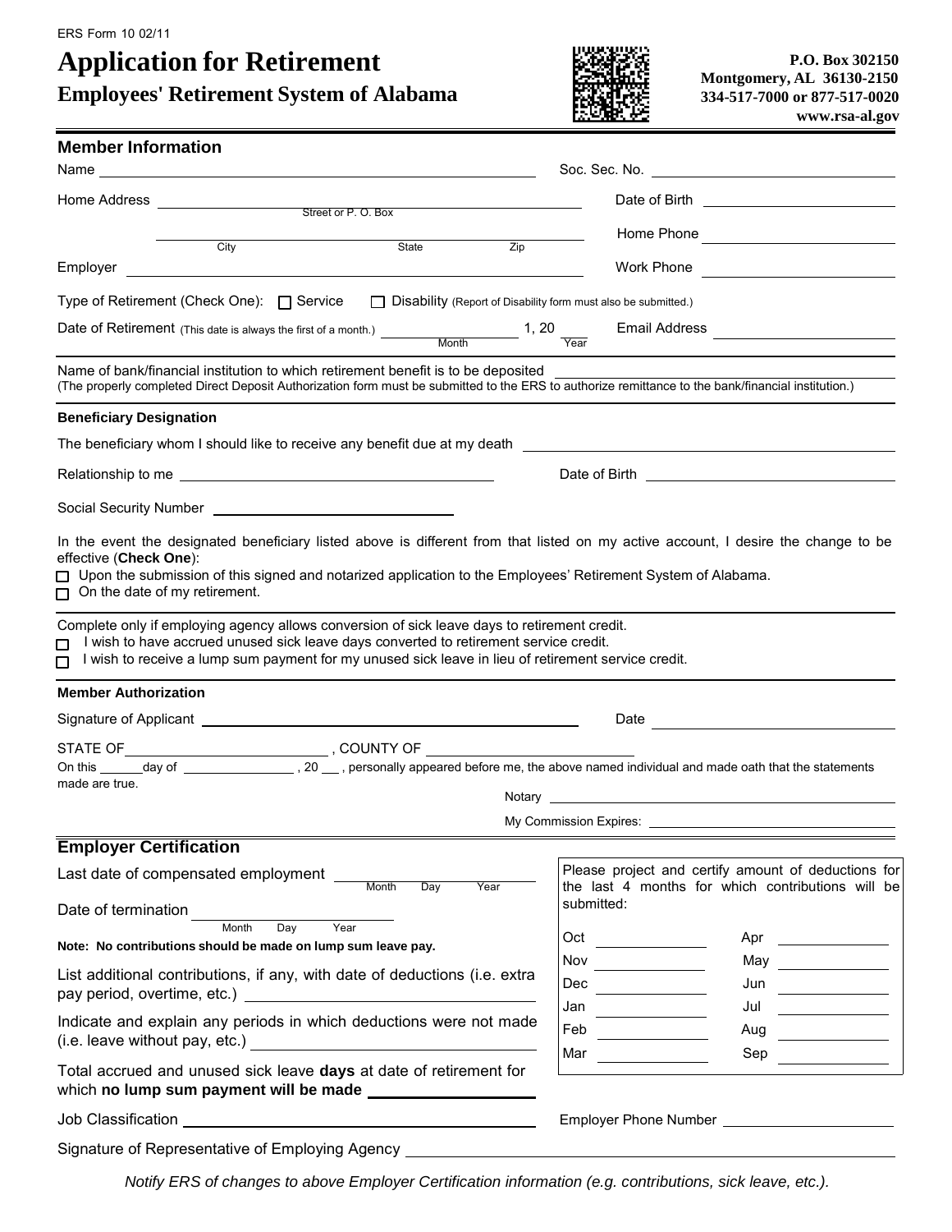ERS Form 10 02/11

# Application for Retirement

## Employees' Retirement System of Alabama

**P.O. Box 302150**
**Montgomery, AL 36130-2150**
**334-517-7000 or 877-517-0020**
**www.rsa-al.gov**

### Member Information

Name ______________________ Soc. Sec. No. ______________________

Home Address ______________________ (Street or P. O. Box) Date of Birth ______________________

______________________ (City) (State) (Zip) Home Phone ______________________

Employer ______________________ Work Phone ______________________

Type of Retirement (Check One): ☐ Service ☐ Disability (Report of Disability form must also be submitted.)

Date of Retirement (This date is always the first of a month.) ____________ (Month) 1, 20 ____ (Year) Email Address ______________________

Name of bank/financial institution to which retirement benefit is to be deposited ______________________
(The properly completed Direct Deposit Authorization form must be submitted to the ERS to authorize remittance to the bank/financial institution.)

**Beneficiary Designation**

The beneficiary whom I should like to receive any benefit due at my death ______________________

Relationship to me ______________________ Date of Birth ______________________

Social Security Number ______________________

In the event the designated beneficiary listed above is different from that listed on my active account, I desire the change to be effective (**Check One**):

☐ Upon the submission of this signed and notarized application to the Employees' Retirement System of Alabama.
☐ On the date of my retirement.

Complete only if employing agency allows conversion of sick leave days to retirement credit.

☐ I wish to have accrued unused sick leave days converted to retirement service credit.
☐ I wish to receive a lump sum payment for my unused sick leave in lieu of retirement service credit.

**Member Authorization**

Signature of Applicant ______________________ Date ______________________

STATE OF ______________________, COUNTY OF ______________________

On this ______ day of ______________, 20 ___, personally appeared before me, the above named individual and made oath that the statements made are true.

Notary ______________________

My Commission Expires: ______________________

### Employer Certification

Last date of compensated employment ____________ (Month Day Year)

Date of termination ____________ (Month Day Year)

**Note: No contributions should be made on lump sum leave pay.**

List additional contributions, if any, with date of deductions (i.e. extra pay period, overtime, etc.) ______________________

Indicate and explain any periods in which deductions were not made (i.e. leave without pay, etc.) ______________________

Total accrued and unused sick leave **days** at date of retirement for which **no lump sum payment will be made** ______________________

Please project and certify amount of deductions for the last 4 months for which contributions will be submitted:

| | | | |
|---|---|---|---|
| Oct | | Apr | |
| Nov | | May | |
| Dec | | Jun | |
| Jan | | Jul | |
| Feb | | Aug | |
| Mar | | Sep | |

Job Classification ______________________ Employer Phone Number ______________________

Signature of Representative of Employing Agency ______________________

*Notify ERS of changes to above Employer Certification information (e.g. contributions, sick leave, etc.).*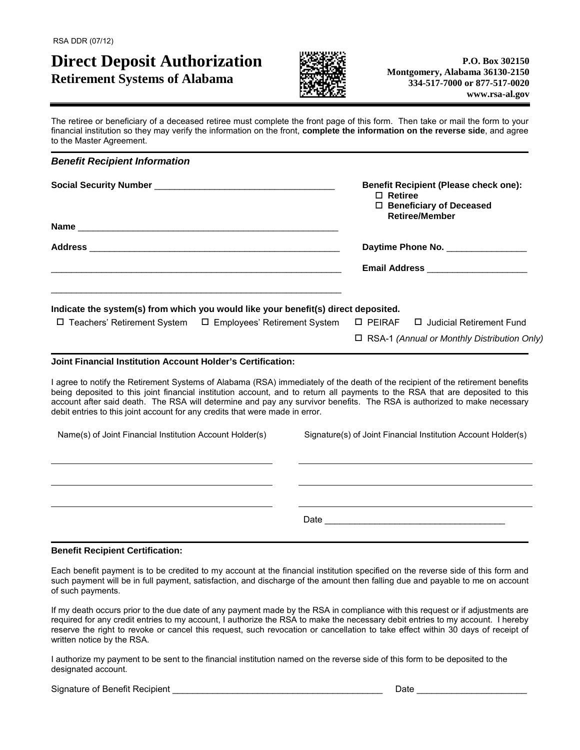RSA DDR (07/12)

# Direct Deposit Authorization

## Retirement Systems of Alabama

**P.O. Box 302150**
**Montgomery, Alabama 36130-2150**
**334-517-7000 or 877-517-0020**
**www.rsa-al.gov**

The retiree or beneficiary of a deceased retiree must complete the front page of this form. Then take or mail the form to your financial institution so they may verify the information on the front, **complete the information on the reverse side**, and agree to the Master Agreement.

### *Benefit Recipient Information*

**Social Security Number** ____________________________________

**Name** ______________________________________________________

**Address** ____________________________________________________

______________________________________________________________

______________________________________________________________

**Benefit Recipient (Please check one):**
- ☐ **Retiree**
- ☐ **Beneficiary of Deceased Retiree/Member**

**Daytime Phone No.** ________________

**Email Address** ____________________

**Indicate the system(s) from which you would like your benefit(s) direct deposited.**

☐ Teachers' Retirement System ☐ Employees' Retirement System ☐ PEIRAF ☐ Judicial Retirement Fund

☐ RSA-1 *(Annual or Monthly Distribution Only)*

**Joint Financial Institution Account Holder's Certification:**

I agree to notify the Retirement Systems of Alabama (RSA) immediately of the death of the recipient of the retirement benefits being deposited to this joint financial institution account, and to return all payments to the RSA that are deposited to this account after said death. The RSA will determine and pay any survivor benefits. The RSA is authorized to make necessary debit entries to this joint account for any credits that were made in error.

| Name(s) of Joint Financial Institution Account Holder(s) | Signature(s) of Joint Financial Institution Account Holder(s) |
|---|---|
| ______________________________ | ______________________________ |
| ______________________________ | ______________________________ |
| ______________________________ | ______________________________ |
| | Date ______________________________ |

**Benefit Recipient Certification:**

Each benefit payment is to be credited to my account at the financial institution specified on the reverse side of this form and such payment will be in full payment, satisfaction, and discharge of the amount then falling due and payable to me on account of such payments.

If my death occurs prior to the due date of any payment made by the RSA in compliance with this request or if adjustments are required for any credit entries to my account, I authorize the RSA to make the necessary debit entries to my account. I hereby reserve the right to revoke or cancel this request, such revocation or cancellation to take effect within 30 days of receipt of written notice by the RSA.

I authorize my payment to be sent to the financial institution named on the reverse side of this form to be deposited to the designated account.

Signature of Benefit Recipient ____________________________________________ Date _____________________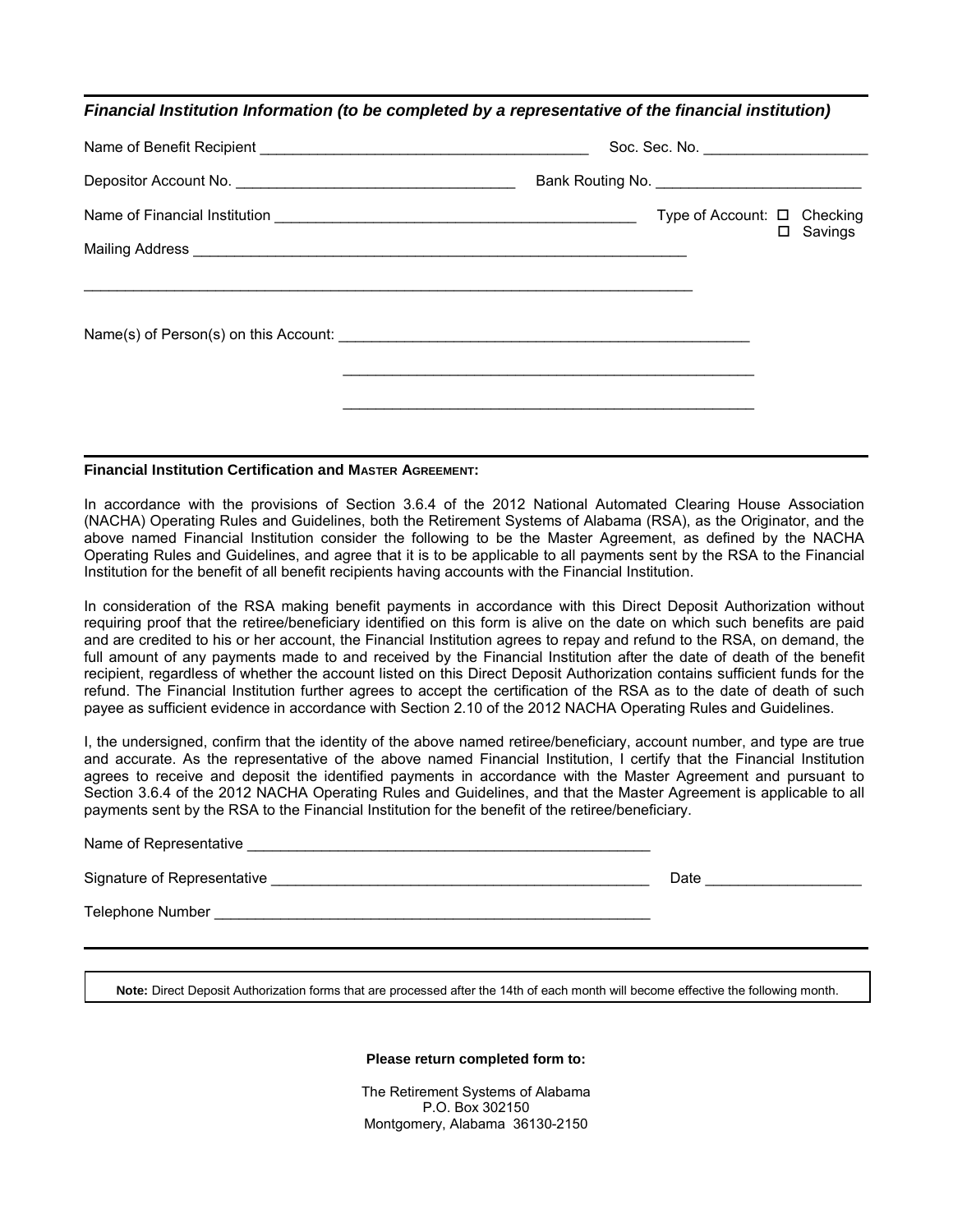***Financial Institution Information (to be completed by a representative of the financial institution)***

Name of Benefit Recipient ________________________________________ Soc. Sec. No. ____________________

Depositor Account No. __________________________________ Bank Routing No. _________________________

Name of Financial Institution ____________________________________________ Type of Account: ☐ Checking ☐ Savings

Mailing Address ______________________________________________________________

______________________________________________________________________________

Name(s) of Person(s) on this Account: __________________________________________________

__________________________________________________

__________________________________________________

**Financial Institution Certification and MASTER AGREEMENT:**

In accordance with the provisions of Section 3.6.4 of the 2012 National Automated Clearing House Association (NACHA) Operating Rules and Guidelines, both the Retirement Systems of Alabama (RSA), as the Originator, and the above named Financial Institution consider the following to be the Master Agreement, as defined by the NACHA Operating Rules and Guidelines, and agree that it is to be applicable to all payments sent by the RSA to the Financial Institution for the benefit of all benefit recipients having accounts with the Financial Institution.

In consideration of the RSA making benefit payments in accordance with this Direct Deposit Authorization without requiring proof that the retiree/beneficiary identified on this form is alive on the date on which such benefits are paid and are credited to his or her account, the Financial Institution agrees to repay and refund to the RSA, on demand, the full amount of any payments made to and received by the Financial Institution after the date of death of the benefit recipient, regardless of whether the account listed on this Direct Deposit Authorization contains sufficient funds for the refund. The Financial Institution further agrees to accept the certification of the RSA as to the date of death of such payee as sufficient evidence in accordance with Section 2.10 of the 2012 NACHA Operating Rules and Guidelines.

I, the undersigned, confirm that the identity of the above named retiree/beneficiary, account number, and type are true and accurate. As the representative of the above named Financial Institution, I certify that the Financial Institution agrees to receive and deposit the identified payments in accordance with the Master Agreement and pursuant to Section 3.6.4 of the 2012 NACHA Operating Rules and Guidelines, and that the Master Agreement is applicable to all payments sent by the RSA to the Financial Institution for the benefit of the retiree/beneficiary.

Name of Representative __________________________________________________

Signature of Representative ______________________________________________ Date ___________________

Telephone Number ______________________________________________________

**Note:** Direct Deposit Authorization forms that are processed after the 14th of each month will become effective the following month.

**Please return completed form to:**

The Retirement Systems of Alabama
P.O. Box 302150
Montgomery, Alabama 36130-2150